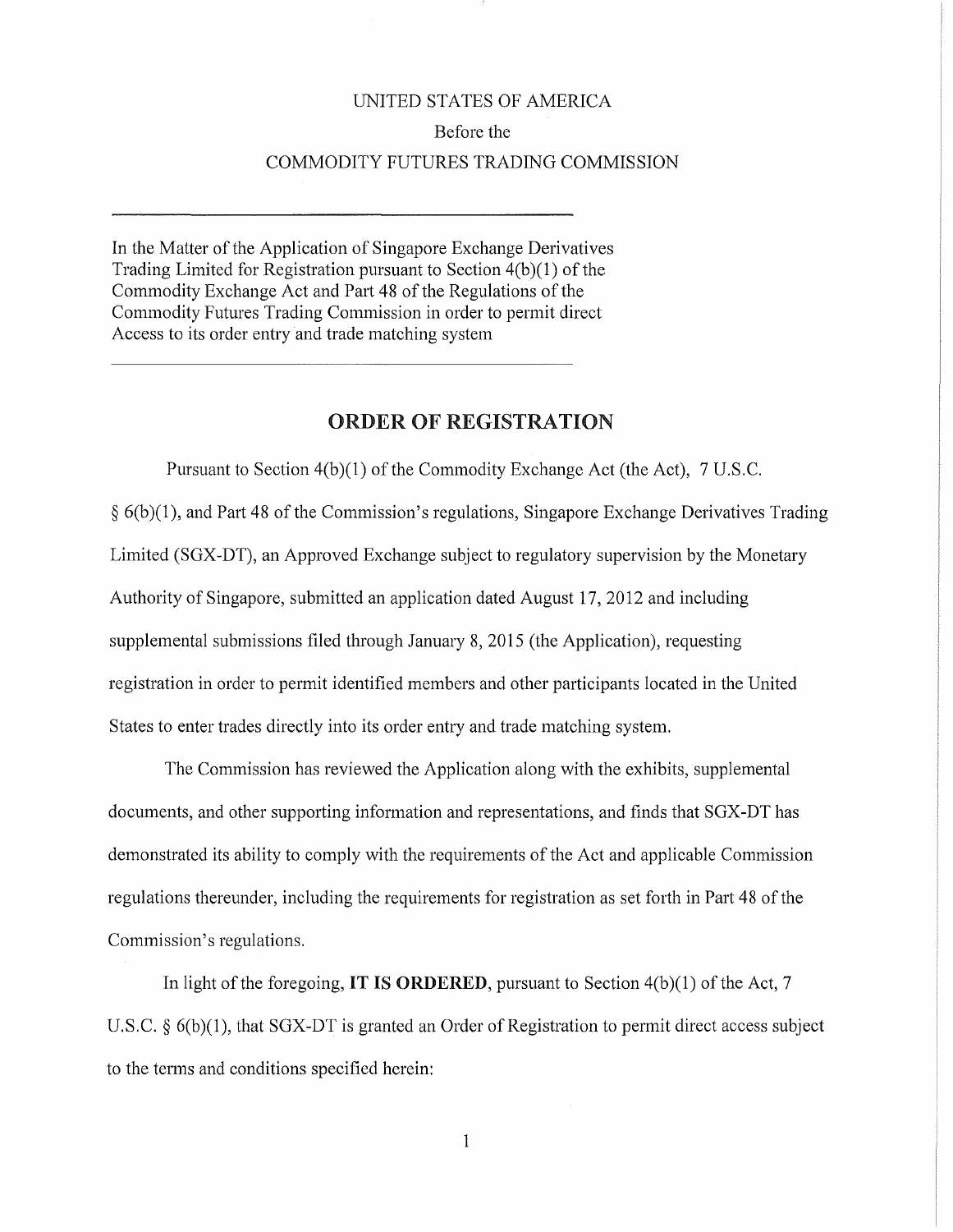UNITED STATES OF AMERICA

Before the

COMMODITY FUTURES TRADING COMMISSION

---

In the Matter of the Application of Singapore Exchange Derivatives Trading Limited for Registration pursuant to Section 4(b)(1) of the Commodity Exchange Act and Part 48 of the Regulations of the Commodity Futures Trading Commission in order to permit direct Access to its order entry and trade matching system

---

## ORDER OF REGISTRATION

Pursuant to Section 4(b)(1) of the Commodity Exchange Act (the Act), 7 U.S.C. § 6(b)(1), and Part 48 of the Commission's regulations, Singapore Exchange Derivatives Trading Limited (SGX-DT), an Approved Exchange subject to regulatory supervision by the Monetary Authority of Singapore, submitted an application dated August 17, 2012 and including supplemental submissions filed through January 8, 2015 (the Application), requesting registration in order to permit identified members and other participants located in the United States to enter trades directly into its order entry and trade matching system.

The Commission has reviewed the Application along with the exhibits, supplemental documents, and other supporting information and representations, and finds that SGX-DT has demonstrated its ability to comply with the requirements of the Act and applicable Commission regulations thereunder, including the requirements for registration as set forth in Part 48 of the Commission's regulations.

In light of the foregoing, **IT IS ORDERED**, pursuant to Section 4(b)(1) of the Act, 7 U.S.C. § 6(b)(1), that SGX-DT is granted an Order of Registration to permit direct access subject to the terms and conditions specified herein: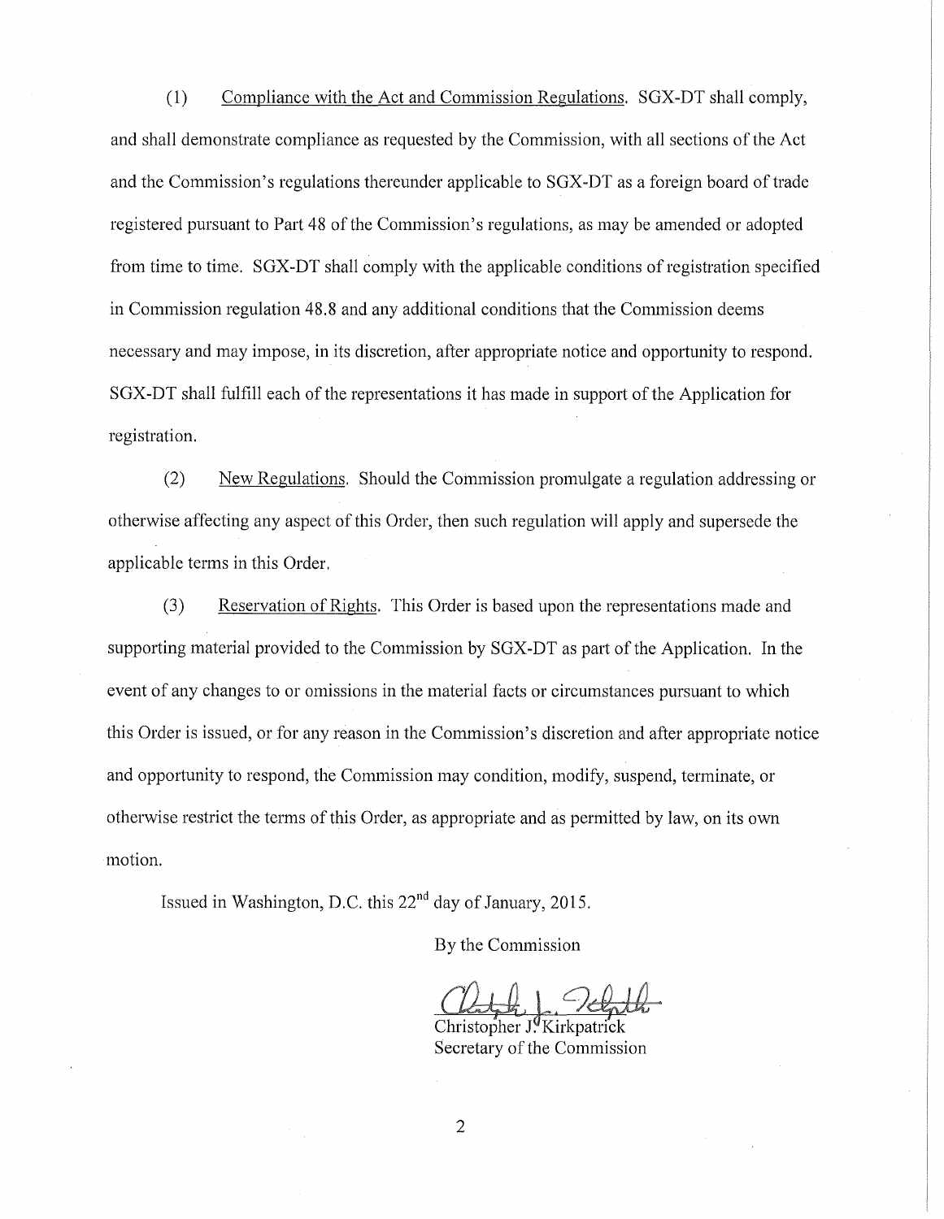(1) Compliance with the Act and Commission Regulations. SGX-DT shall comply, and shall demonstrate compliance as requested by the Commission, with all sections of the Act and the Commission's regulations thereunder applicable to SGX-DT as a foreign board of trade registered pursuant to Part 48 of the Commission's regulations, as may be amended or adopted from time to time. SGX-DT shall comply with the applicable conditions of registration specified in Commission regulation 48.8 and any additional conditions that the Commission deems necessary and may impose, in its discretion, after appropriate notice and opportunity to respond. SGX-DT shall fulfill each of the representations it has made in support of the Application for registration.

(2) New Regulations. Should the Commission promulgate a regulation addressing or otherwise affecting any aspect of this Order, then such regulation will apply and supersede the applicable terms in this Order.

(3) Reservation of Rights. This Order is based upon the representations made and supporting material provided to the Commission by SGX-DT as part of the Application. In the event of any changes to or omissions in the material facts or circumstances pursuant to which this Order is issued, or for any reason in the Commission's discretion and after appropriate notice and opportunity to respond, the Commission may condition, modify, suspend, terminate, or otherwise restrict the terms of this Order, as appropriate and as permitted by law, on its own motion.

Issued in Washington, D.C. this 22nd day of January, 2015.

By the Commission

Christopher J. Kirkpatrick
Secretary of the Commission